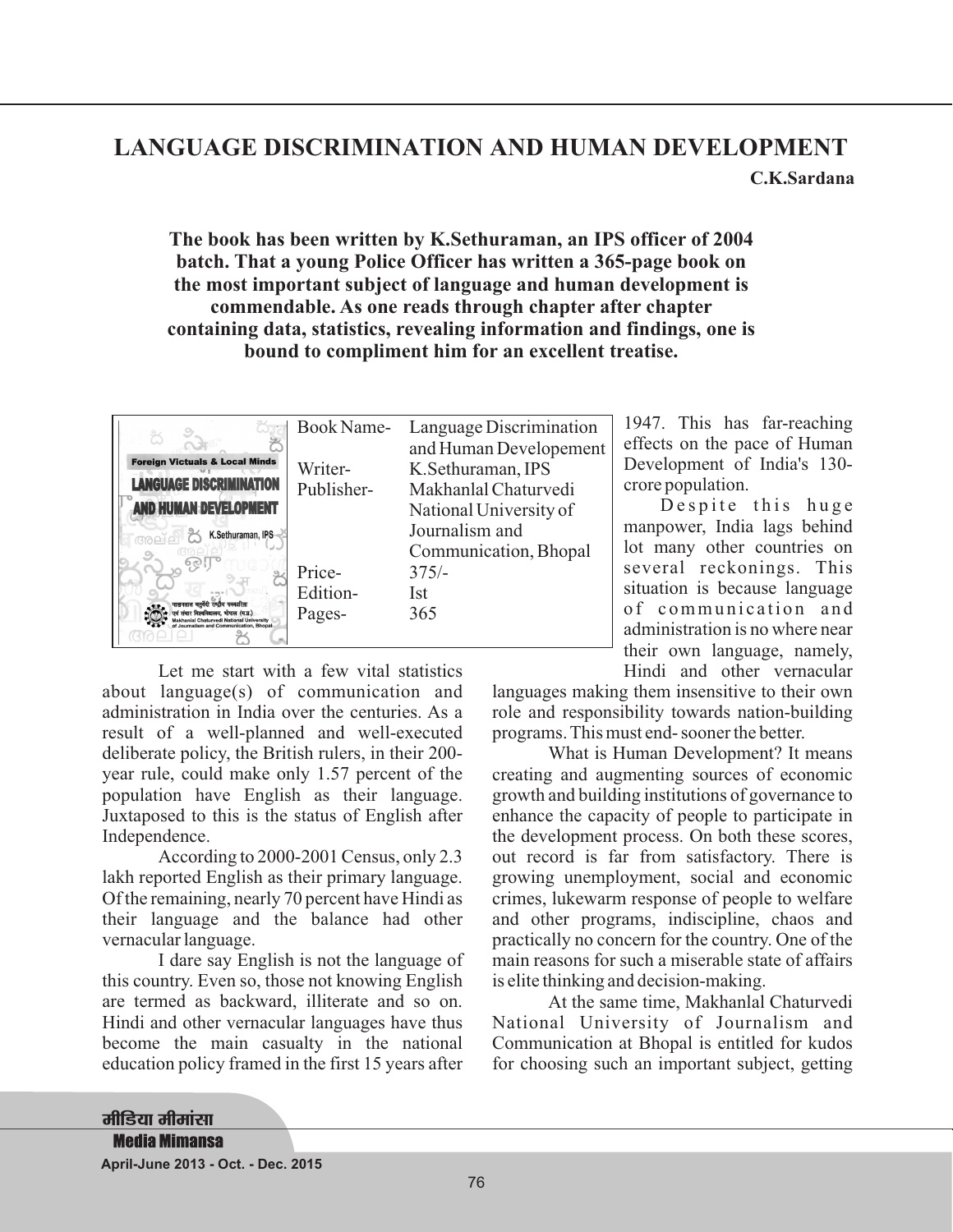# LANGUAGE DISCRIMINATION AND HUMAN DEVELOPMENT

**C.K.Sardana**

**The book has been written by K.Sethuraman, an IPS officer of 2004 batch. That a young Police Officer has written a 365-page book on the most important subject of language and human development is commendable. As one reads through chapter after chapter containing data, statistics, revealing information and findings, one is bound to compliment him for an excellent treatise.**

| | |
|---|---|
| Book Name- | Language Discrimination and Human Developement |
| Writer- | K.Sethuraman, IPS |
| Publisher- | Makhanlal Chaturvedi National University of Journalism and Communication, Bhopal |
| Price- | 375/- |
| Edition- | Ist |
| Pages- | 365 |

Let me start with a few vital statistics about language(s) of communication and administration in India over the centuries. As a result of a well-planned and well-executed deliberate policy, the British rulers, in their 200-year rule, could make only 1.57 percent of the population have English as their language. Juxtaposed to this is the status of English after Independence.

According to 2000-2001 Census, only 2.3 lakh reported English as their primary language. Of the remaining, nearly 70 percent have Hindi as their language and the balance had other vernacular language.

I dare say English is not the language of this country. Even so, those not knowing English are termed as backward, illiterate and so on. Hindi and other vernacular languages have thus become the main casualty in the national education policy framed in the first 15 years after 1947. This has far-reaching effects on the pace of Human Development of India's 130-crore population.

Despite this huge manpower, India lags behind lot many other countries on several reckonings. This situation is because language of communication and administration is no where near their own language, namely, Hindi and other vernacular languages making them insensitive to their own role and responsibility towards nation-building programs. This must end- sooner the better.

What is Human Development? It means creating and augmenting sources of economic growth and building institutions of governance to enhance the capacity of people to participate in the development process. On both these scores, out record is far from satisfactory. There is growing unemployment, social and economic crimes, lukewarm response of people to welfare and other programs, indiscipline, chaos and practically no concern for the country. One of the main reasons for such a miserable state of affairs is elite thinking and decision-making.

At the same time, Makhanlal Chaturvedi National University of Journalism and Communication at Bhopal is entitled for kudos for choosing such an important subject, getting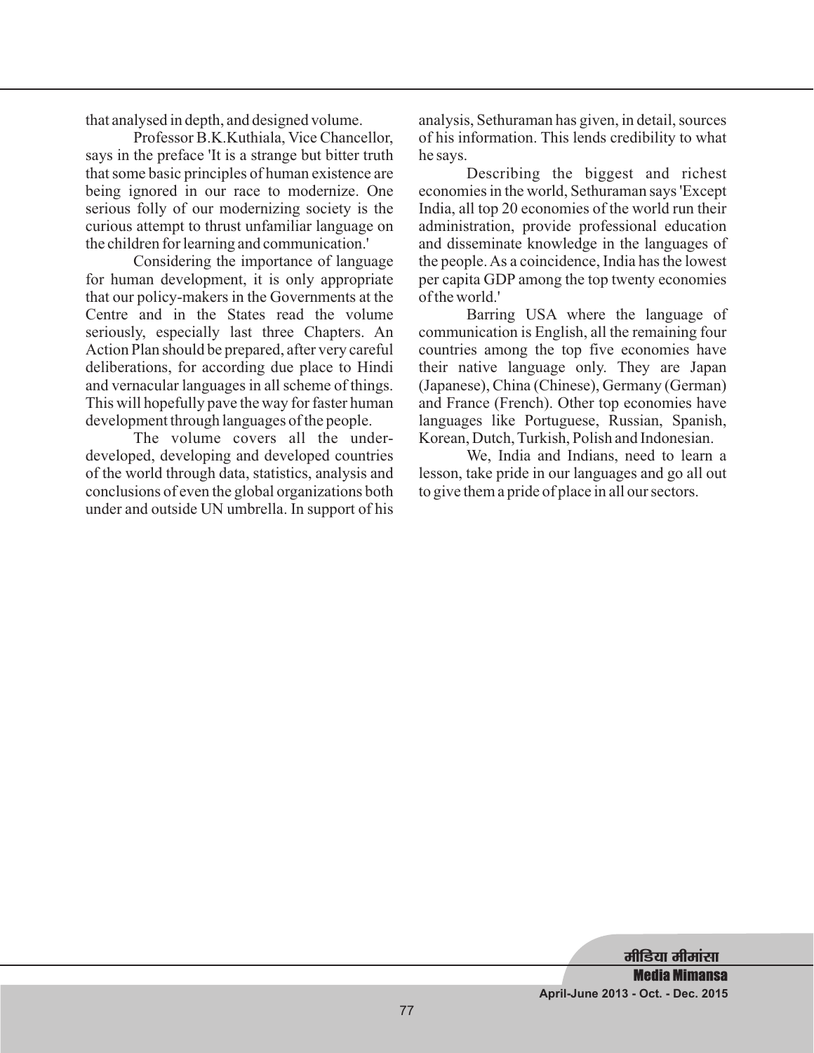that analysed in depth, and designed volume.

Professor B.K.Kuthiala, Vice Chancellor, says in the preface 'It is a strange but bitter truth that some basic principles of human existence are being ignored in our race to modernize. One serious folly of our modernizing society is the curious attempt to thrust unfamiliar language on the children for learning and communication.'

Considering the importance of language for human development, it is only appropriate that our policy-makers in the Governments at the Centre and in the States read the volume seriously, especially last three Chapters. An Action Plan should be prepared, after very careful deliberations, for according due place to Hindi and vernacular languages in all scheme of things. This will hopefully pave the way for faster human development through languages of the people.

The volume covers all the under-developed, developing and developed countries of the world through data, statistics, analysis and conclusions of even the global organizations both under and outside UN umbrella. In support of his analysis, Sethuraman has given, in detail, sources of his information. This lends credibility to what he says.

Describing the biggest and richest economies in the world, Sethuraman says 'Except India, all top 20 economies of the world run their administration, provide professional education and disseminate knowledge in the languages of the people. As a coincidence, India has the lowest per capita GDP among the top twenty economies of the world.'

Barring USA where the language of communication is English, all the remaining four countries among the top five economies have their native language only. They are Japan (Japanese), China (Chinese), Germany (German) and France (French). Other top economies have languages like Portuguese, Russian, Spanish, Korean, Dutch, Turkish, Polish and Indonesian.

We, India and Indians, need to learn a lesson, take pride in our languages and go all out to give them a pride of place in all our sectors.